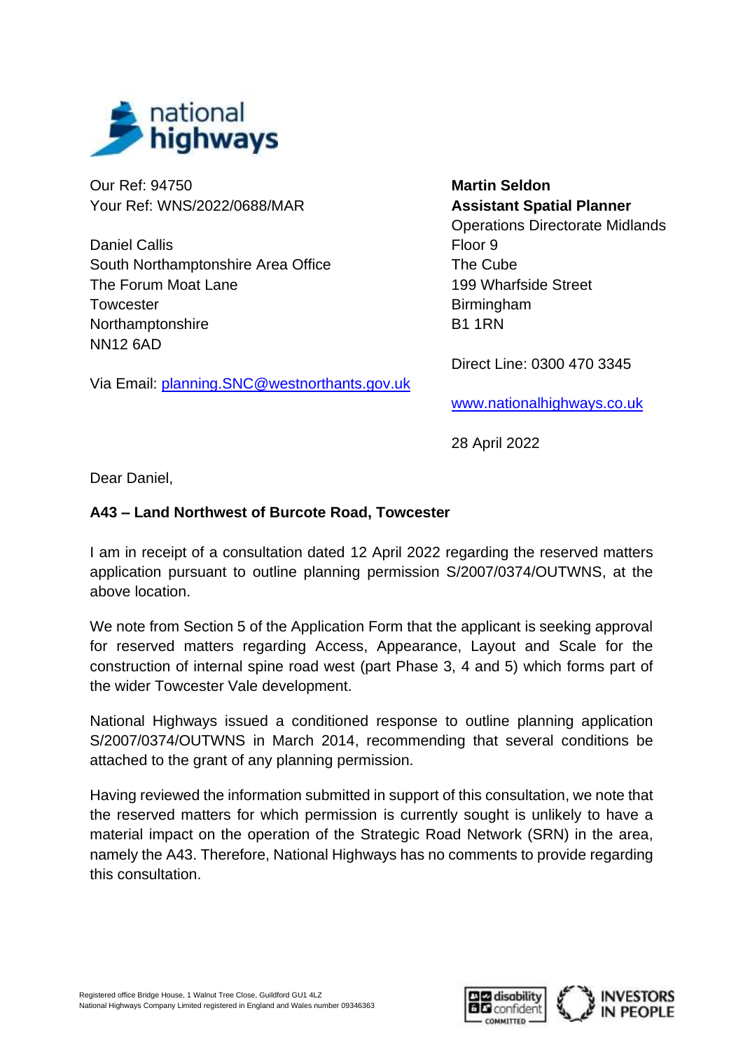national highways

Our Ref: 94750
Your Ref: WNS/2022/0688/MAR

Daniel Callis
South Northamptonshire Area Office
The Forum Moat Lane
Towcester
Northamptonshire
NN12 6AD

Via Email: planning.SNC@westnorthants.gov.uk

**Martin Seldon**
**Assistant Spatial Planner**
Operations Directorate Midlands
Floor 9
The Cube
199 Wharfside Street
Birmingham
B1 1RN

Direct Line: 0300 470 3345

www.nationalhighways.co.uk

28 April 2022

Dear Daniel,

**A43 – Land Northwest of Burcote Road, Towcester**

I am in receipt of a consultation dated 12 April 2022 regarding the reserved matters application pursuant to outline planning permission S/2007/0374/OUTWNS, at the above location.

We note from Section 5 of the Application Form that the applicant is seeking approval for reserved matters regarding Access, Appearance, Layout and Scale for the construction of internal spine road west (part Phase 3, 4 and 5) which forms part of the wider Towcester Vale development.

National Highways issued a conditioned response to outline planning application S/2007/0374/OUTWNS in March 2014, recommending that several conditions be attached to the grant of any planning permission.

Having reviewed the information submitted in support of this consultation, we note that the reserved matters for which permission is currently sought is unlikely to have a material impact on the operation of the Strategic Road Network (SRN) in the area, namely the A43. Therefore, National Highways has no comments to provide regarding this consultation.

Registered office Bridge House, 1 Walnut Tree Close, Guildford GU1 4LZ
National Highways Company Limited registered in England and Wales number 09346363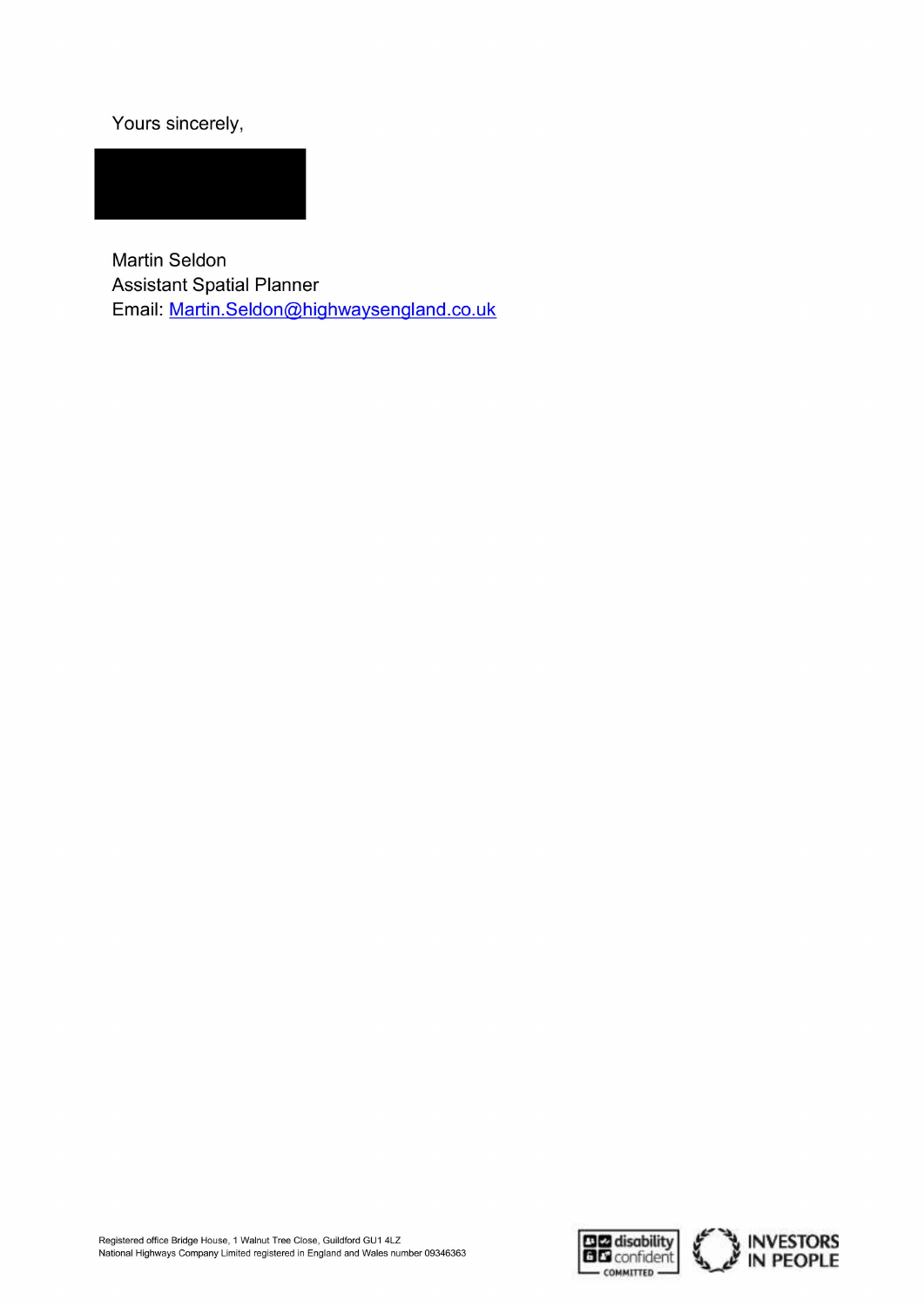Yours sincerely,

Martin Seldon
Assistant Spatial Planner
Email: Martin.Seldon@highwaysengland.co.uk